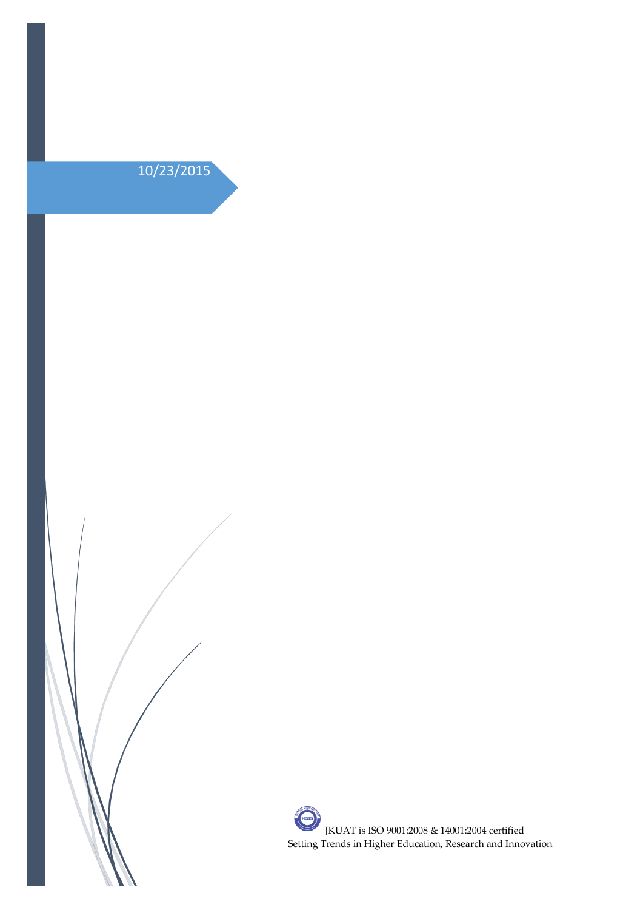10/23/2015

JKUAT is ISO 9001:2008 & 14001:2004 certified
Setting Trends in Higher Education, Research and Innovation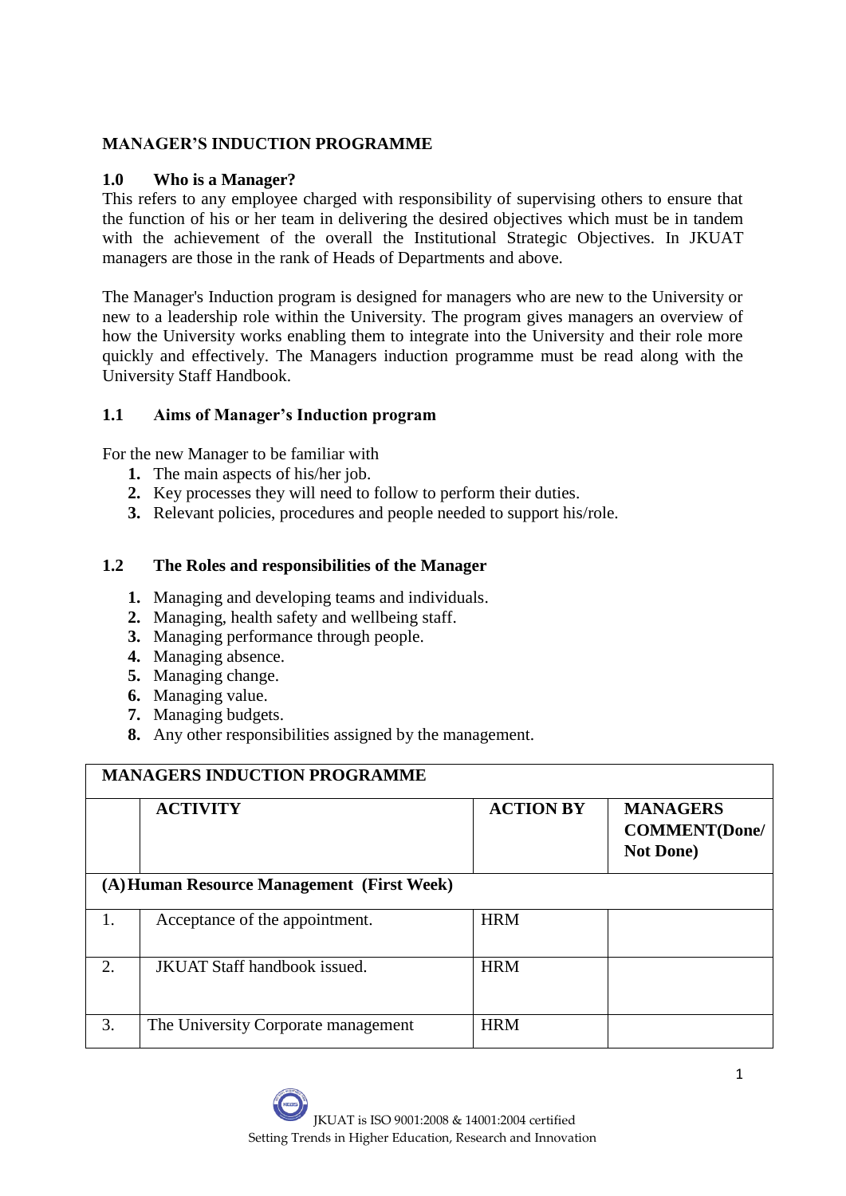**MANAGER'S INDUCTION PROGRAMME**

### 1.0 Who is a Manager?

This refers to any employee charged with responsibility of supervising others to ensure that the function of his or her team in delivering the desired objectives which must be in tandem with the achievement of the overall the Institutional Strategic Objectives. In JKUAT managers are those in the rank of Heads of Departments and above.

The Manager's Induction program is designed for managers who are new to the University or new to a leadership role within the University. The program gives managers an overview of how the University works enabling them to integrate into the University and their role more quickly and effectively. The Managers induction programme must be read along with the University Staff Handbook.

### 1.1 Aims of Manager's Induction program

For the new Manager to be familiar with

1. The main aspects of his/her job.
2. Key processes they will need to follow to perform their duties.
3. Relevant policies, procedures and people needed to support his/role.

### 1.2 The Roles and responsibilities of the Manager

1. Managing and developing teams and individuals.
2. Managing, health safety and wellbeing staff.
3. Managing performance through people.
4. Managing absence.
5. Managing change.
6. Managing value.
7. Managing budgets.
8. Any other responsibilities assigned by the management.

| **MANAGERS INDUCTION PROGRAMME** | | | |
|---|---|---|---|
| | **ACTIVITY** | **ACTION BY** | **MANAGERS COMMENT(Done/ Not Done)** |
| **(A) Human Resource Management (First Week)** | | | |
| 1. | Acceptance of the appointment. | HRM | |
| 2. | JKUAT Staff handbook issued. | HRM | |
| 3. | The University Corporate management | HRM | |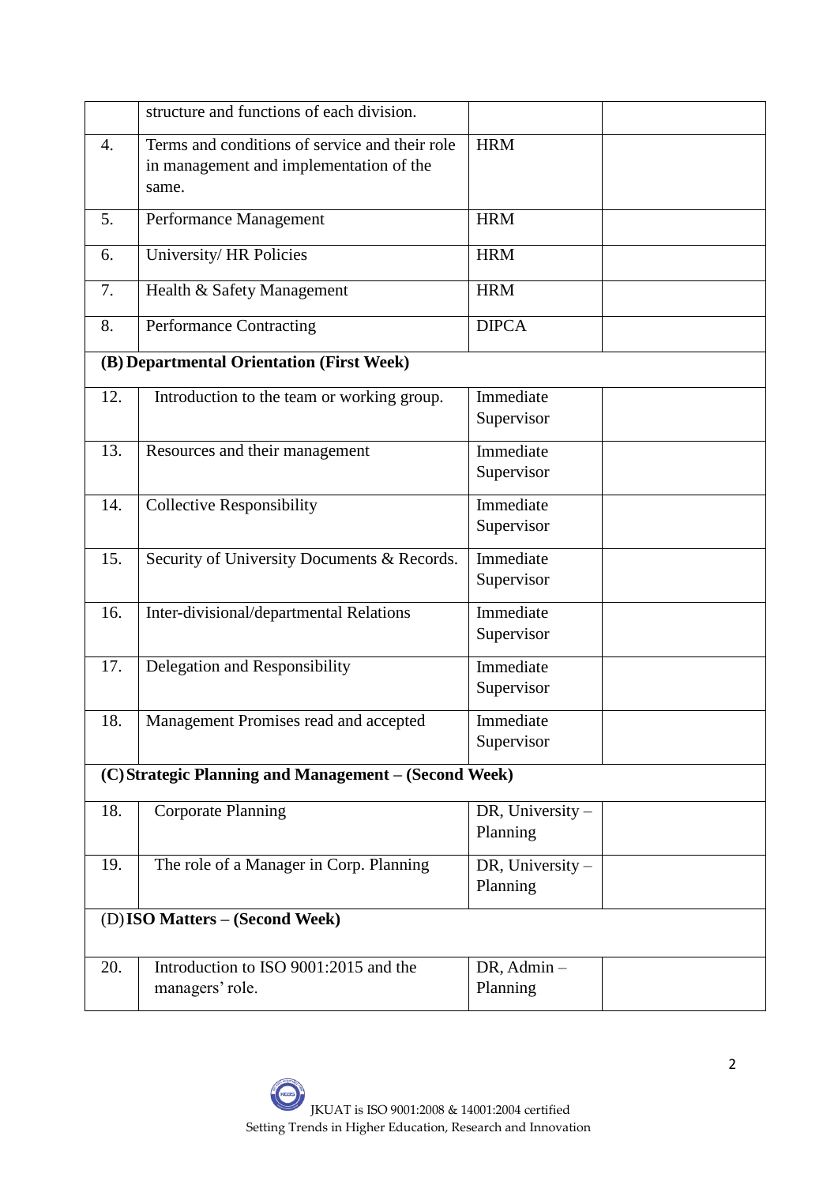|  | structure and functions of each division. |  |  |
|---|---|---|---|
| 4. | Terms and conditions of service and their role in management and implementation of the same. | HRM |  |
| 5. | Performance Management | HRM |  |
| 6. | University/ HR Policies | HRM |  |
| 7. | Health & Safety Management | HRM |  |
| 8. | Performance Contracting | DIPCA |  |
| **(B) Departmental Orientation (First Week)** |  |  |  |
| 12. | Introduction to the team or working group. | Immediate Supervisor |  |
| 13. | Resources and their management | Immediate Supervisor |  |
| 14. | Collective Responsibility | Immediate Supervisor |  |
| 15. | Security of University Documents & Records. | Immediate Supervisor |  |
| 16. | Inter-divisional/departmental Relations | Immediate Supervisor |  |
| 17. | Delegation and Responsibility | Immediate Supervisor |  |
| 18. | Management Promises read and accepted | Immediate Supervisor |  |
| **(C) Strategic Planning and Management – (Second Week)** |  |  |  |
| 18. | Corporate Planning | DR, University – Planning |  |
| 19. | The role of a Manager in Corp. Planning | DR, University – Planning |  |
| (D) **ISO Matters – (Second Week)** |  |  |  |
| 20. | Introduction to ISO 9001:2015 and the managers' role. | DR, Admin – Planning |  |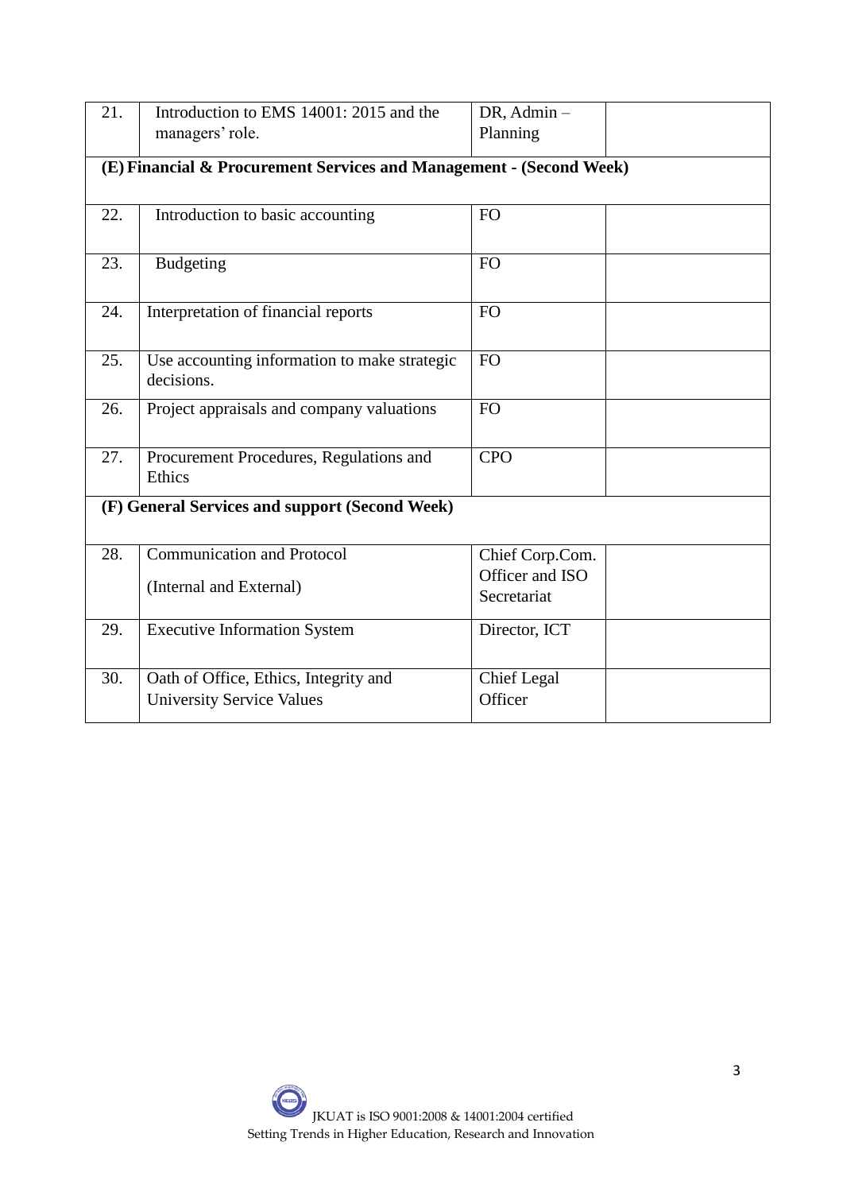| | | | |
|---|---|---|---|
| 21. | Introduction to EMS 14001: 2015 and the managers' role. | DR, Admin – Planning | |
| **(E) Financial & Procurement Services and Management - (Second Week)** | | | |
| 22. | Introduction to basic accounting | FO | |
| 23. | Budgeting | FO | |
| 24. | Interpretation of financial reports | FO | |
| 25. | Use accounting information to make strategic decisions. | FO | |
| 26. | Project appraisals and company valuations | FO | |
| 27. | Procurement Procedures, Regulations and Ethics | CPO | |
| **(F) General Services and support (Second Week)** | | | |
| 28. | Communication and Protocol (Internal and External) | Chief Corp.Com. Officer and ISO Secretariat | |
| 29. | Executive Information System | Director, ICT | |
| 30. | Oath of Office, Ethics, Integrity and University Service Values | Chief Legal Officer | |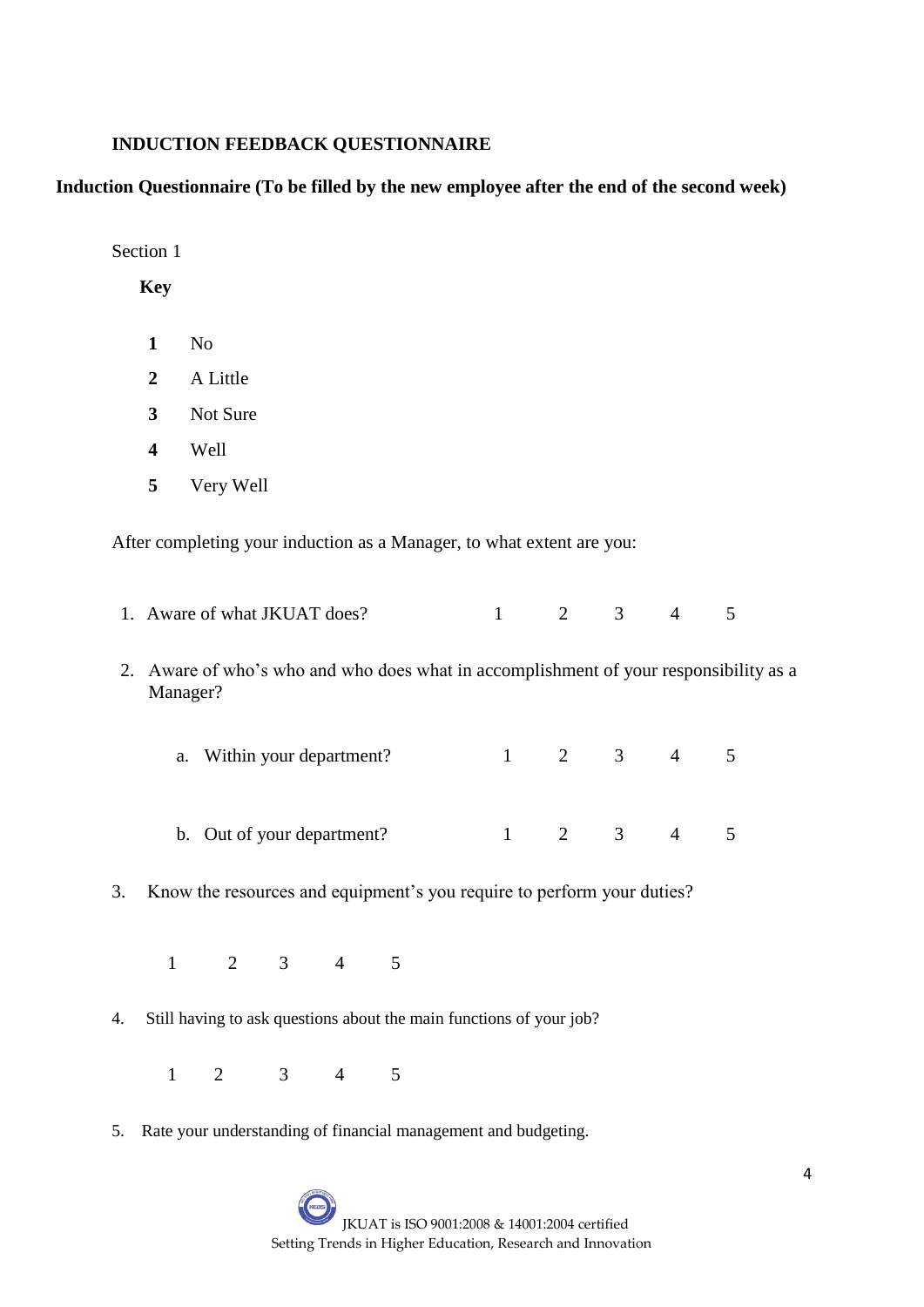**INDUCTION FEEDBACK QUESTIONNAIRE**

**Induction Questionnaire (To be filled by the new employee after the end of the second week)**

Section 1

**Key**

| | |
|---|---|
| **1** | No |
| **2** | A Little |
| **3** | Not Sure |
| **4** | Well |
| **5** | Very Well |

After completing your induction as a Manager, to what extent are you:

1. Aware of what JKUAT does? 1 2 3 4 5

2. Aware of who's who and who does what in accomplishment of your responsibility as a Manager?

   a. Within your department? 1 2 3 4 5

   b. Out of your department? 1 2 3 4 5

3. Know the resources and equipment's you require to perform your duties?

   1 2 3 4 5

4. Still having to ask questions about the main functions of your job?

   1 2 3 4 5

5. Rate your understanding of financial management and budgeting.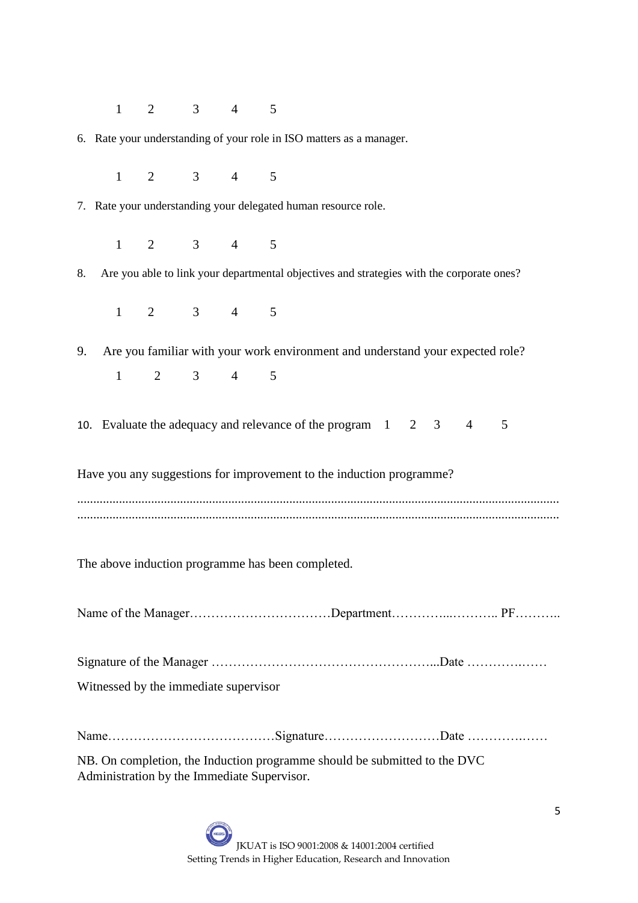1 2 3 4 5

6. Rate your understanding of your role in ISO matters as a manager.

   1 2 3 4 5

7. Rate your understanding your delegated human resource role.

   1 2 3 4 5

8. Are you able to link your departmental objectives and strategies with the corporate ones?

   1 2 3 4 5

9. Are you familiar with your work environment and understand your expected role?

   1 2 3 4 5

10. Evaluate the adequacy and relevance of the program 1 2 3 4 5

Have you any suggestions for improvement to the induction programme?

.......................................................................................................................................
.......................................................................................................................................

The above induction programme has been completed.

Name of the Manager……………………………Department…………...……….. PF………..

Signature of the Manager ……………………………………………...Date ………….……

Witnessed by the immediate supervisor

Name…………………………………Signature………………………Date ………….……

NB. On completion, the Induction programme should be submitted to the DVC Administration by the Immediate Supervisor.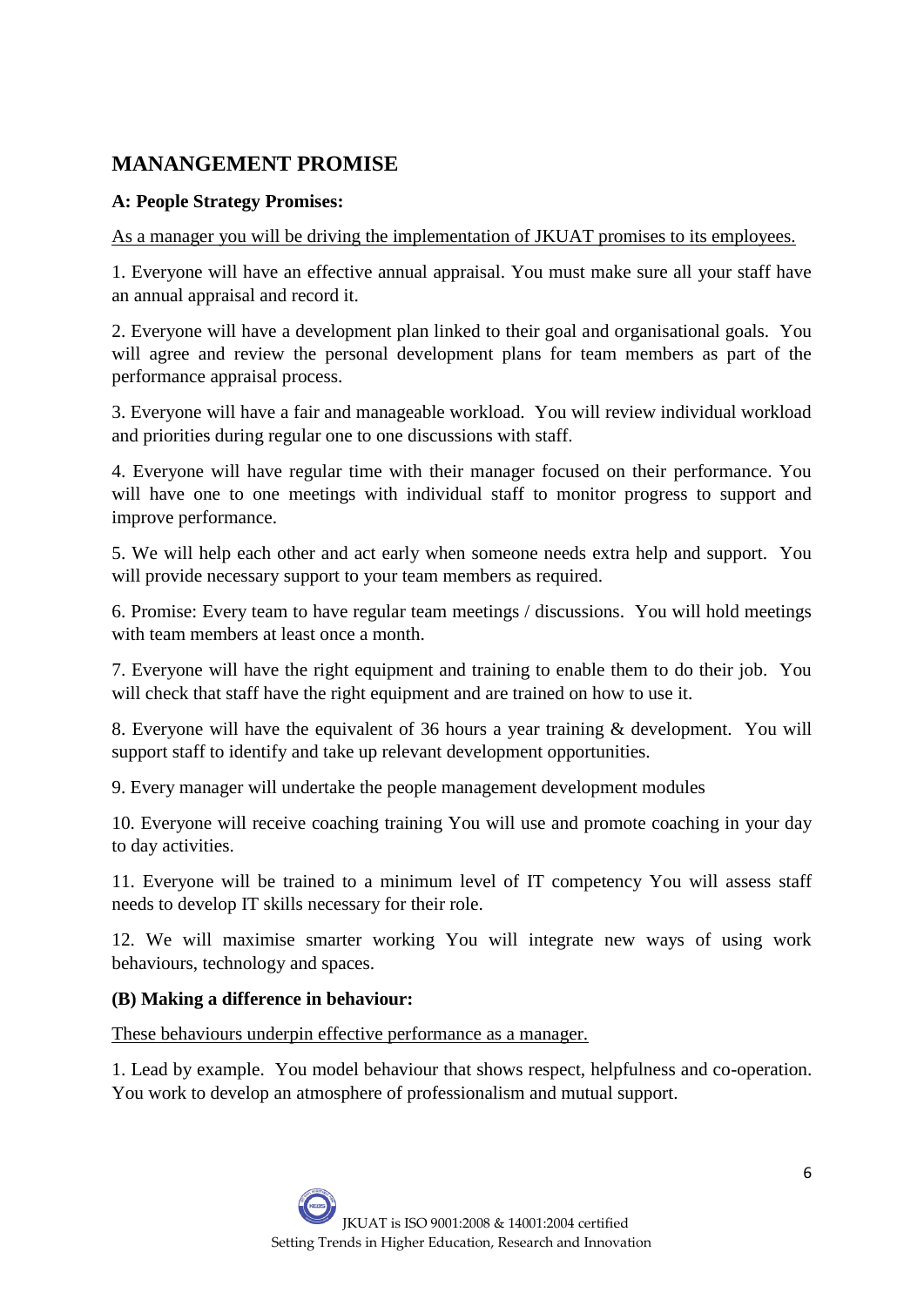## MANANGEMENT PROMISE

**A: People Strategy Promises:**

As a manager you will be driving the implementation of JKUAT promises to its employees.

1. Everyone will have an effective annual appraisal. You must make sure all your staff have an annual appraisal and record it.

2. Everyone will have a development plan linked to their goal and organisational goals. You will agree and review the personal development plans for team members as part of the performance appraisal process.

3. Everyone will have a fair and manageable workload. You will review individual workload and priorities during regular one to one discussions with staff.

4. Everyone will have regular time with their manager focused on their performance. You will have one to one meetings with individual staff to monitor progress to support and improve performance.

5. We will help each other and act early when someone needs extra help and support. You will provide necessary support to your team members as required.

6. Promise: Every team to have regular team meetings / discussions. You will hold meetings with team members at least once a month.

7. Everyone will have the right equipment and training to enable them to do their job. You will check that staff have the right equipment and are trained on how to use it.

8. Everyone will have the equivalent of 36 hours a year training & development. You will support staff to identify and take up relevant development opportunities.

9. Every manager will undertake the people management development modules

10. Everyone will receive coaching training You will use and promote coaching in your day to day activities.

11. Everyone will be trained to a minimum level of IT competency You will assess staff needs to develop IT skills necessary for their role.

12. We will maximise smarter working You will integrate new ways of using work behaviours, technology and spaces.

**(B) Making a difference in behaviour:**

These behaviours underpin effective performance as a manager.

1. Lead by example. You model behaviour that shows respect, helpfulness and co-operation. You work to develop an atmosphere of professionalism and mutual support.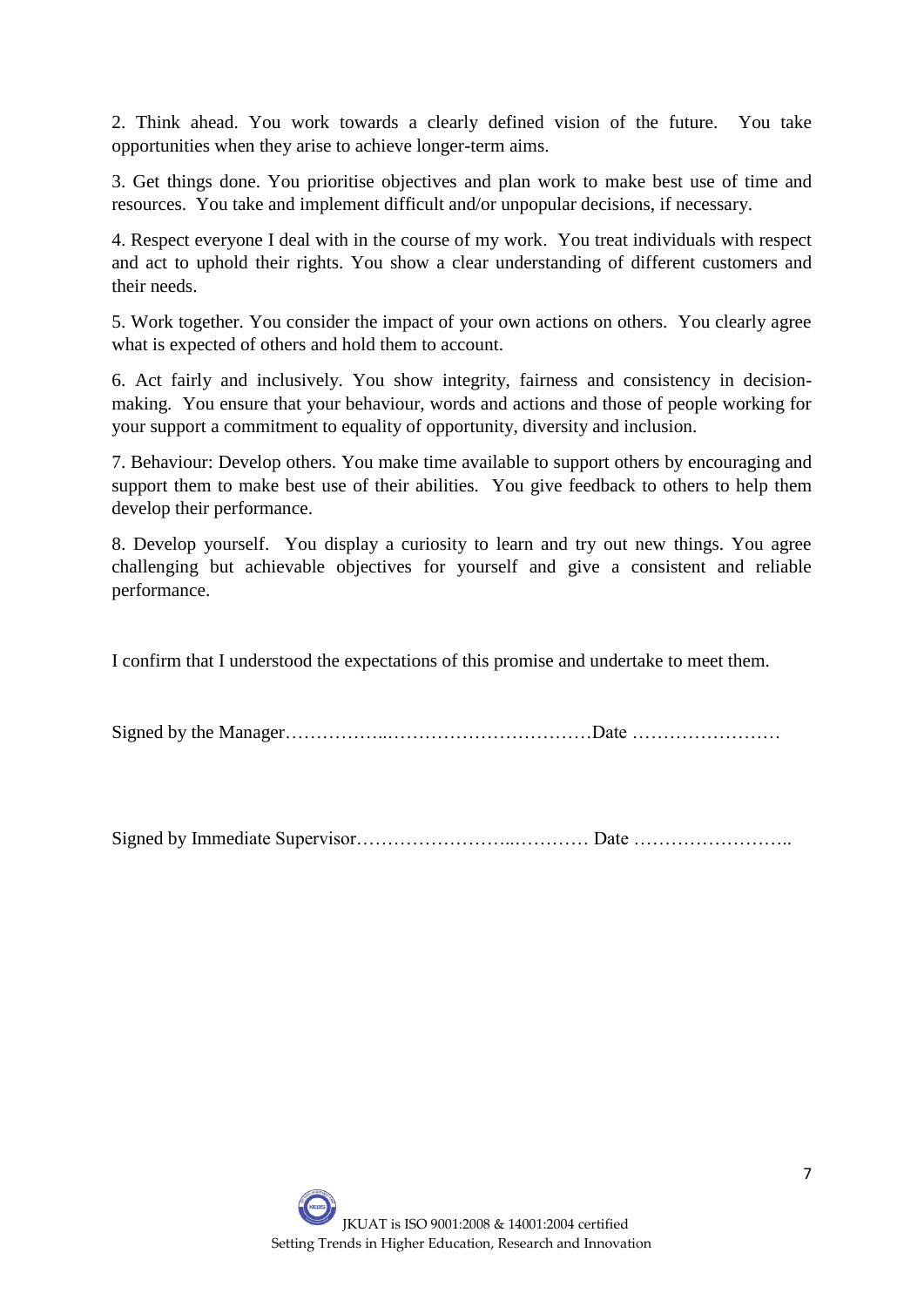2. Think ahead. You work towards a clearly defined vision of the future. You take opportunities when they arise to achieve longer-term aims.

3. Get things done. You prioritise objectives and plan work to make best use of time and resources. You take and implement difficult and/or unpopular decisions, if necessary.

4. Respect everyone I deal with in the course of my work. You treat individuals with respect and act to uphold their rights. You show a clear understanding of different customers and their needs.

5. Work together. You consider the impact of your own actions on others. You clearly agree what is expected of others and hold them to account.

6. Act fairly and inclusively. You show integrity, fairness and consistency in decision-making. You ensure that your behaviour, words and actions and those of people working for your support a commitment to equality of opportunity, diversity and inclusion.

7. Behaviour: Develop others. You make time available to support others by encouraging and support them to make best use of their abilities. You give feedback to others to help them develop their performance.

8. Develop yourself. You display a curiosity to learn and try out new things. You agree challenging but achievable objectives for yourself and give a consistent and reliable performance.

I confirm that I understood the expectations of this promise and undertake to meet them.

Signed by the Manager……………..……………………………Date ……………………

Signed by Immediate Supervisor…………………..………… Date ……………………..